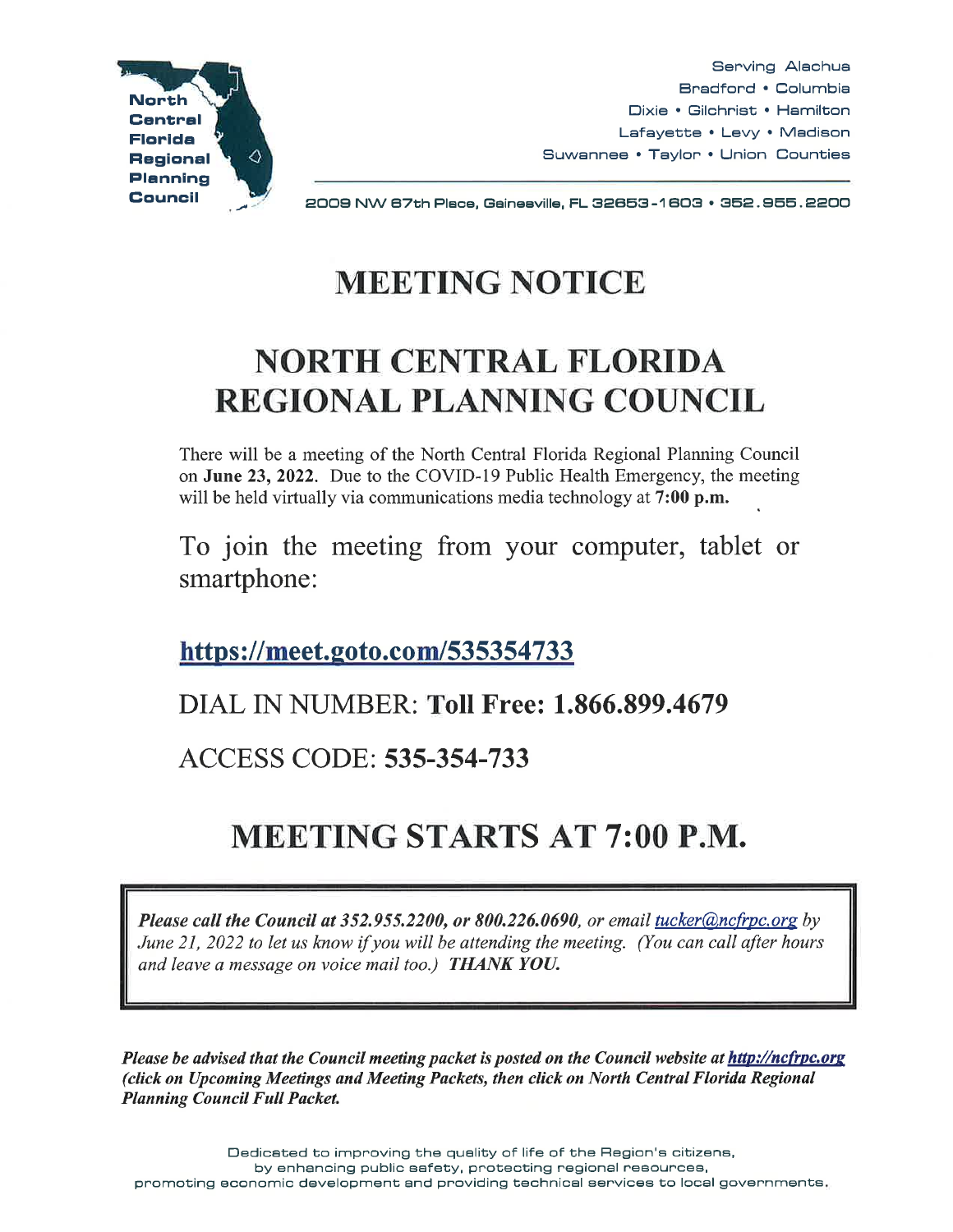**North Central Florida Regional Planning Council**

Serving Alachua
Bradford • Columbia
Dixie • Gilchrist • Hamilton
Lafayette • Levy • Madison
Suwannee • Taylor • Union Counties

2009 NW 67th Place, Gainesville, FL 32653-1603 • 352.955.2200

# MEETING NOTICE

# NORTH CENTRAL FLORIDA REGIONAL PLANNING COUNCIL

There will be a meeting of the North Central Florida Regional Planning Council on **June 23, 2022**. Due to the COVID-19 Public Health Emergency, the meeting will be held virtually via communications media technology at **7:00 p.m.**

To join the meeting from your computer, tablet or smartphone:

**https://meet.goto.com/535354733**

DIAL IN NUMBER: **Toll Free: 1.866.899.4679**

ACCESS CODE: **535-354-733**

# MEETING STARTS AT 7:00 P.M.

***Please call the Council at 352.955.2200, or 800.226.0690,*** *or email tucker@ncfrpc.org by June 21, 2022 to let us know if you will be attending the meeting. (You can call after hours and leave a message on voice mail too.)* ***THANK YOU.***

***Please be advised that the Council meeting packet is posted on the Council website at http://ncfrpc.org (click on Upcoming Meetings and Meeting Packets, then click on North Central Florida Regional Planning Council Full Packet.***

Dedicated to improving the quality of life of the Region's citizens, by enhancing public safety, protecting regional resources, promoting economic development and providing technical services to local governments.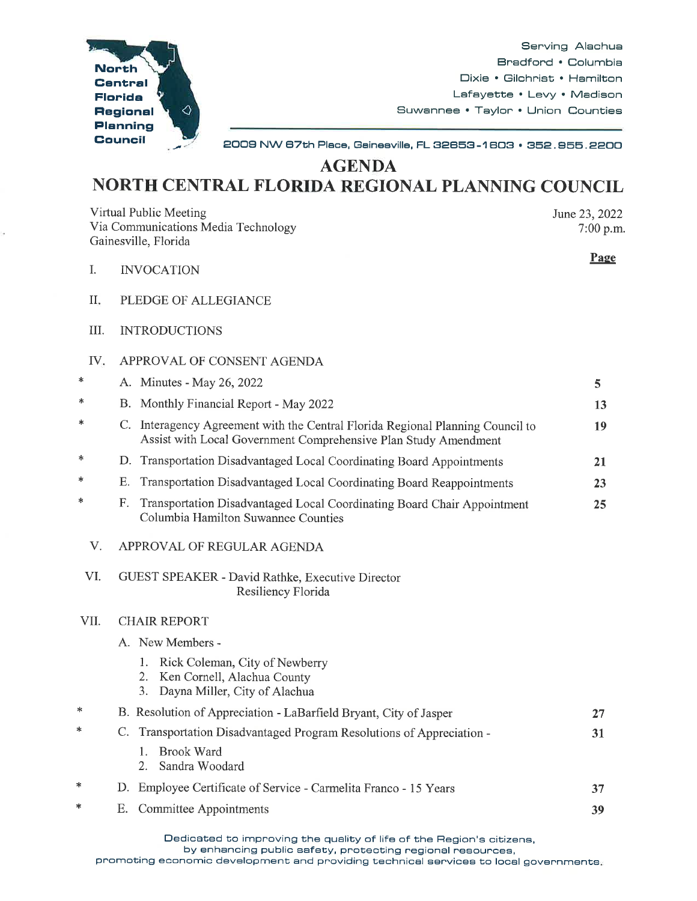North Central Florida Regional Planning Council

Serving Alachua
Bradford • Columbia
Dixie • Gilchrist • Hamilton
Lafayette • Levy • Madison
Suwannee • Taylor • Union Counties

2009 NW 67th Place, Gainesville, FL 32653-1603 • 352.955.2200

# AGENDA
# NORTH CENTRAL FLORIDA REGIONAL PLANNING COUNCIL

Virtual Public Meeting
Via Communications Media Technology
Gainesville, Florida

June 23, 2022
7:00 p.m.

| | | | Page |
|---|---|---|---|
| | I. | INVOCATION | |
| | II. | PLEDGE OF ALLEGIANCE | |
| | III. | INTRODUCTIONS | |
| | IV. | APPROVAL OF CONSENT AGENDA | |
| * | | A. Minutes - May 26, 2022 | 5 |
| * | | B. Monthly Financial Report - May 2022 | 13 |
| * | | C. Interagency Agreement with the Central Florida Regional Planning Council to Assist with Local Government Comprehensive Plan Study Amendment | 19 |
| * | | D. Transportation Disadvantaged Local Coordinating Board Appointments | 21 |
| * | | E. Transportation Disadvantaged Local Coordinating Board Reappointments | 23 |
| * | | F. Transportation Disadvantaged Local Coordinating Board Chair Appointment Columbia Hamilton Suwannee Counties | 25 |
| | V. | APPROVAL OF REGULAR AGENDA | |
| | VI. | GUEST SPEAKER - David Rathke, Executive Director, Resiliency Florida | |
| | VII. | CHAIR REPORT | |
| | | A. New Members - 1. Rick Coleman, City of Newberry; 2. Ken Cornell, Alachua County; 3. Dayna Miller, City of Alachua | |
| * | | B. Resolution of Appreciation - LaBarfield Bryant, City of Jasper | 27 |
| * | | C. Transportation Disadvantaged Program Resolutions of Appreciation - 1. Brook Ward; 2. Sandra Woodard | 31 |
| * | | D. Employee Certificate of Service - Carmelita Franco - 15 Years | 37 |
| * | | E. Committee Appointments | 39 |

Dedicated to improving the quality of life of the Region's citizens,
by enhancing public safety, protecting regional resources,
promoting economic development and providing technical services to local governments.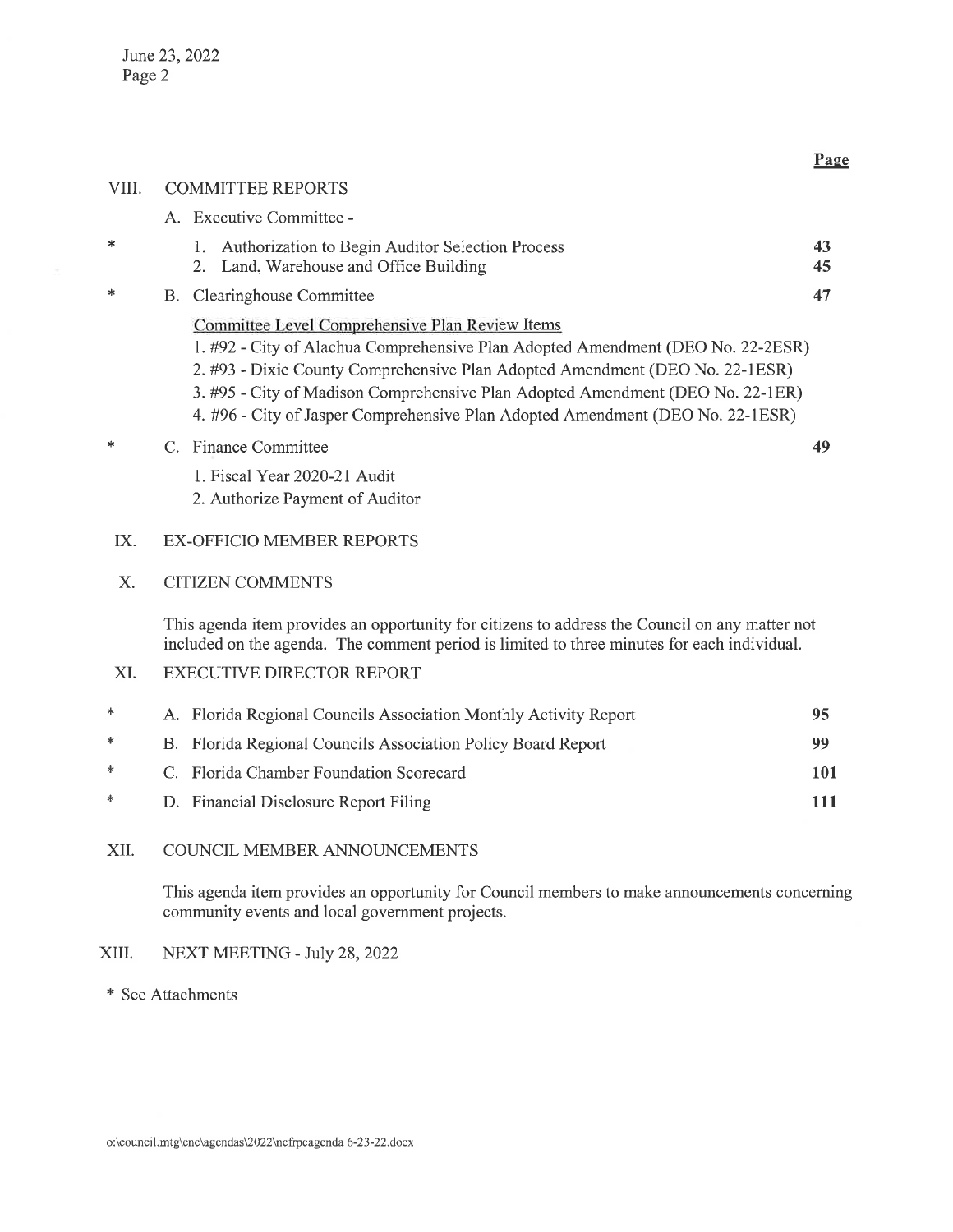Page

VIII. COMMITTEE REPORTS

A. Executive Committee -

* 1. Authorization to Begin Auditor Selection Process — 43
  2. Land, Warehouse and Office Building — 45

* B. Clearinghouse Committee — 47

Committee Level Comprehensive Plan Review Items

1. #92 - City of Alachua Comprehensive Plan Adopted Amendment (DEO No. 22-2ESR)
2. #93 - Dixie County Comprehensive Plan Adopted Amendment (DEO No. 22-1ESR)
3. #95 - City of Madison Comprehensive Plan Adopted Amendment (DEO No. 22-1ER)
4. #96 - City of Jasper Comprehensive Plan Adopted Amendment (DEO No. 22-1ESR)

* C. Finance Committee — 49

1. Fiscal Year 2020-21 Audit
2. Authorize Payment of Auditor

IX. EX-OFFICIO MEMBER REPORTS

X. CITIZEN COMMENTS

This agenda item provides an opportunity for citizens to address the Council on any matter not included on the agenda. The comment period is limited to three minutes for each individual.

XI. EXECUTIVE DIRECTOR REPORT

* A. Florida Regional Councils Association Monthly Activity Report — 95
* B. Florida Regional Councils Association Policy Board Report — 99
* C. Florida Chamber Foundation Scorecard — 101
* D. Financial Disclosure Report Filing — 111

XII. COUNCIL MEMBER ANNOUNCEMENTS

This agenda item provides an opportunity for Council members to make announcements concerning community events and local government projects.

XIII. NEXT MEETING - July 28, 2022

\* See Attachments

o:\council.mtg\cnc\agendas\2022\ncfrpcagenda 6-23-22.docx